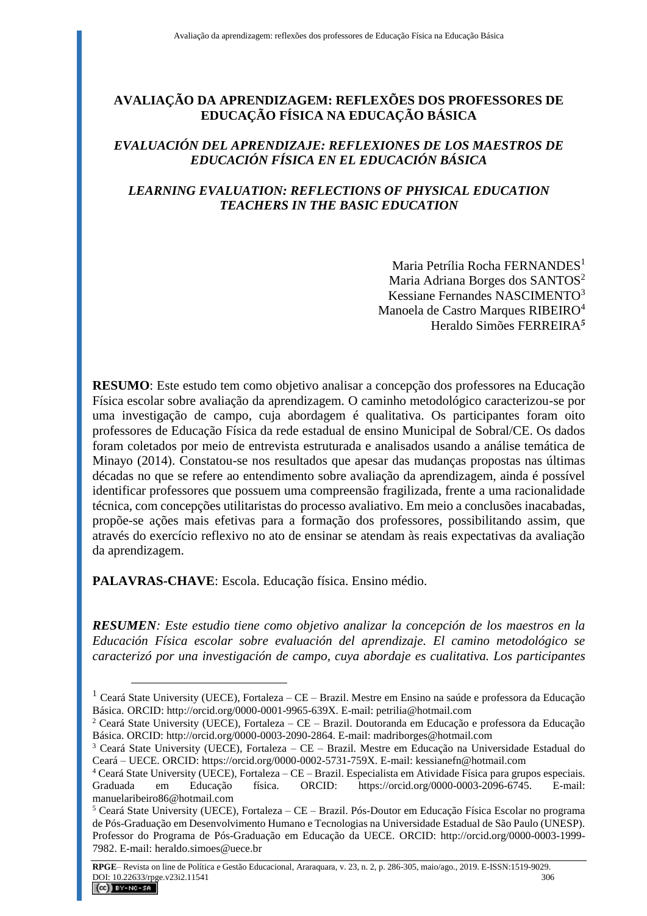# AVALIAÇÃO DA APRENDIZAGEM: REFLEXÕES DOS PROFESSORES DE EDUCAÇÃO FÍSICA NA EDUCAÇÃO BÁSICA

## *EVALUACIÓN DEL APRENDIZAJE: REFLEXIONES DE LOS MAESTROS DE EDUCACIÓN FÍSICA EN EL EDUCACIÓN BÁSICA*

## *LEARNING EVALUATION: REFLECTIONS OF PHYSICAL EDUCATION TEACHERS IN THE BASIC EDUCATION*

Maria Petrília Rocha FERNANDES[1]
Maria Adriana Borges dos SANTOS[2]
Kessiane Fernandes NASCIMENTO[3]
Manoela de Castro Marques RIBEIRO[4]
Heraldo Simões FERREIRA[5]

**RESUMO**: Este estudo tem como objetivo analisar a concepção dos professores na Educação Física escolar sobre avaliação da aprendizagem. O caminho metodológico caracterizou-se por uma investigação de campo, cuja abordagem é qualitativa. Os participantes foram oito professores de Educação Física da rede estadual de ensino Municipal de Sobral/CE. Os dados foram coletados por meio de entrevista estruturada e analisados usando a análise temática de Minayo (2014). Constatou-se nos resultados que apesar das mudanças propostas nas últimas décadas no que se refere ao entendimento sobre avaliação da aprendizagem, ainda é possível identificar professores que possuem uma compreensão fragilizada, frente a uma racionalidade técnica, com concepções utilitaristas do processo avaliativo. Em meio a conclusões inacabadas, propõe-se ações mais efetivas para a formação dos professores, possibilitando assim, que através do exercício reflexivo no ato de ensinar se atendam às reais expectativas da avaliação da aprendizagem.

**PALAVRAS-CHAVE**: Escola. Educação física. Ensino médio.

***RESUMEN****: Este estudio tiene como objetivo analizar la concepción de los maestros en la Educación Física escolar sobre evaluación del aprendizaje. El camino metodológico se caracterizó por una investigación de campo, cuya abordaje es cualitativa. Los participantes*

---

[1] Ceará State University (UECE), Fortaleza – CE – Brazil. Mestre em Ensino na saúde e professora da Educação Básica. ORCID: http://orcid.org/0000-0001-9965-639X. E-mail: petrilia@hotmail.com

[2] Ceará State University (UECE), Fortaleza – CE – Brazil. Doutoranda em Educação e professora da Educação Básica. ORCID: http://orcid.org/0000-0003-2090-2864. E-mail: madriborges@hotmail.com

[3] Ceará State University (UECE), Fortaleza – CE – Brazil. Mestre em Educação na Universidade Estadual do Ceará – UECE. ORCID: https://orcid.org/0000-0002-5731-759X. E-mail: kessianefn@hotmail.com

[4] Ceará State University (UECE), Fortaleza – CE – Brazil. Especialista em Atividade Física para grupos especiais. Graduada em Educação física. ORCID: https://orcid.org/0000-0003-2096-6745. E-mail: manuelaribeiro86@hotmail.com

[5] Ceará State University (UECE), Fortaleza – CE – Brazil. Pós-Doutor em Educação Física Escolar no programa de Pós-Graduação em Desenvolvimento Humano e Tecnologias na Universidade Estadual de São Paulo (UNESP). Professor do Programa de Pós-Graduação em Educação da UECE. ORCID: http://orcid.org/0000-0003-1999-7982. E-mail: heraldo.simoes@uece.br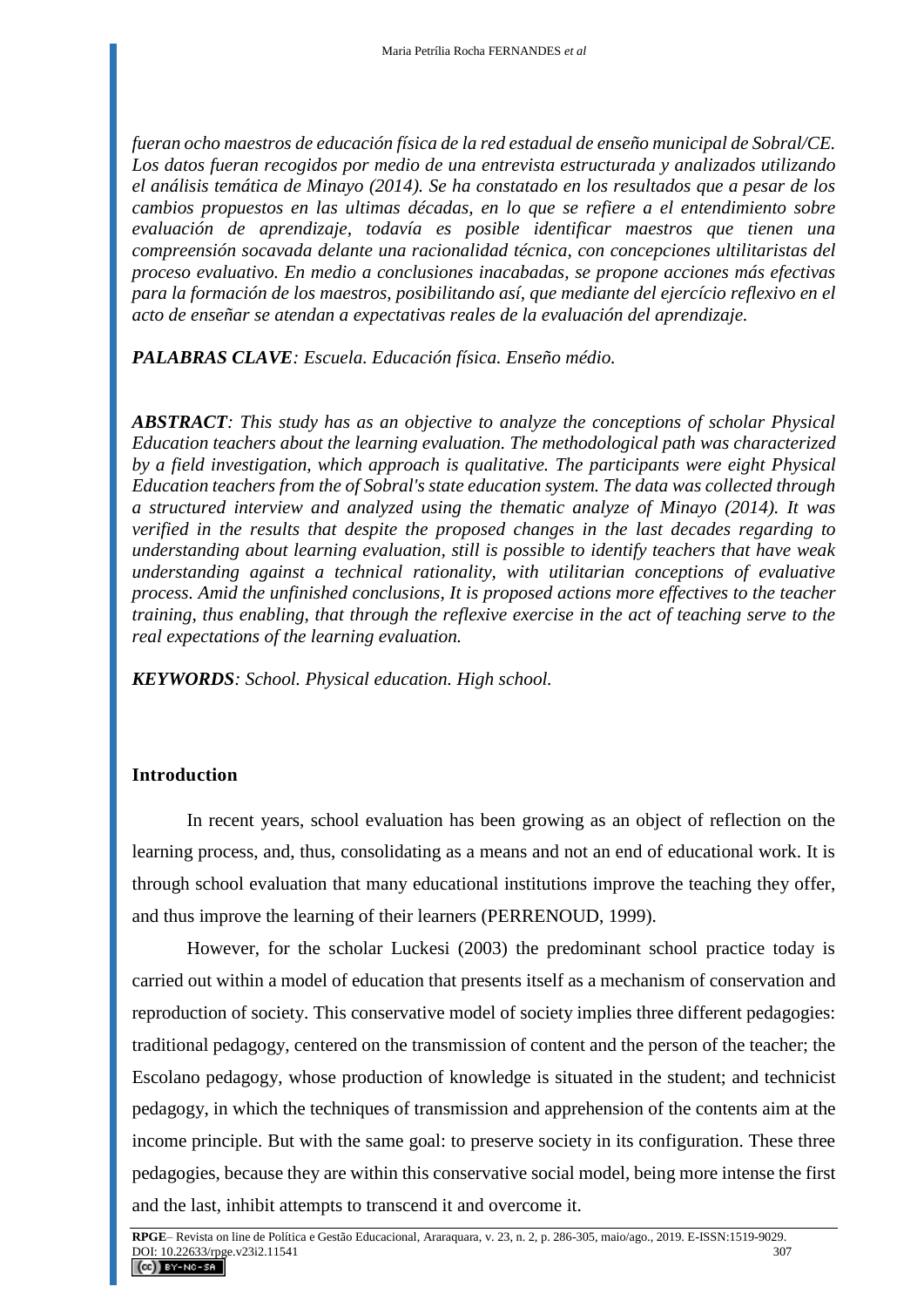*fueran ocho maestros de educación física de la red estadual de enseño municipal de Sobral/CE. Los datos fueran recogidos por medio de una entrevista estructurada y analizados utilizando el análisis temática de Minayo (2014). Se ha constatado en los resultados que a pesar de los cambios propuestos en las ultimas décadas, en lo que se refiere a el entendimiento sobre evaluación de aprendizaje, todavía es posible identificar maestros que tienen una compreensión socavada delante una racionalidad técnica, con concepciones ultilitaristas del proceso evaluativo. En medio a conclusiones inacabadas, se propone acciones más efectivas para la formación de los maestros, posibilitando así, que mediante del ejercício reflexivo en el acto de enseñar se atendan a expectativas reales de la evaluación del aprendizaje.*

***PALABRAS CLAVE**: Escuela. Educación física. Enseño médio.*

***ABSTRACT**: This study has as an objective to analyze the conceptions of scholar Physical Education teachers about the learning evaluation. The methodological path was characterized by a field investigation, which approach is qualitative. The participants were eight Physical Education teachers from the of Sobral's state education system. The data was collected through a structured interview and analyzed using the thematic analyze of Minayo (2014). It was verified in the results that despite the proposed changes in the last decades regarding to understanding about learning evaluation, still is possible to identify teachers that have weak understanding against a technical rationality, with utilitarian conceptions of evaluative process. Amid the unfinished conclusions, It is proposed actions more effectives to the teacher training, thus enabling, that through the reflexive exercise in the act of teaching serve to the real expectations of the learning evaluation.*

***KEYWORDS**: School. Physical education. High school.*

## Introduction

In recent years, school evaluation has been growing as an object of reflection on the learning process, and, thus, consolidating as a means and not an end of educational work. It is through school evaluation that many educational institutions improve the teaching they offer, and thus improve the learning of their learners (PERRENOUD, 1999).

However, for the scholar Luckesi (2003) the predominant school practice today is carried out within a model of education that presents itself as a mechanism of conservation and reproduction of society. This conservative model of society implies three different pedagogies: traditional pedagogy, centered on the transmission of content and the person of the teacher; the Escolano pedagogy, whose production of knowledge is situated in the student; and technicist pedagogy, in which the techniques of transmission and apprehension of the contents aim at the income principle. But with the same goal: to preserve society in its configuration. These three pedagogies, because they are within this conservative social model, being more intense the first and the last, inhibit attempts to transcend it and overcome it.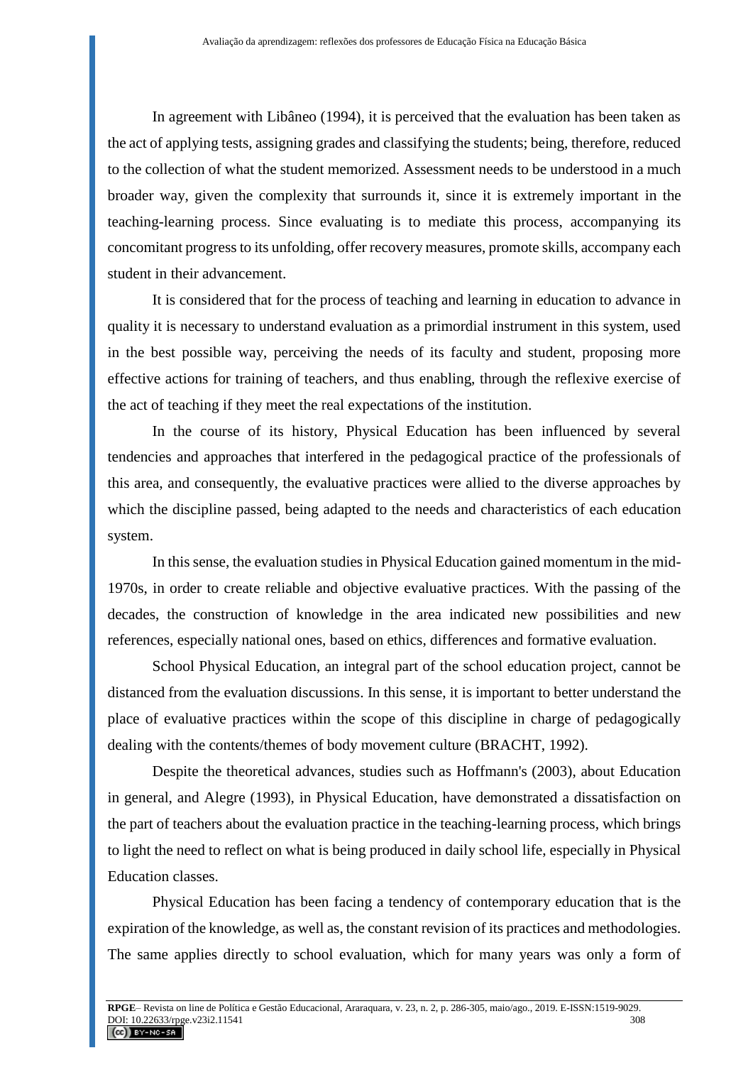In agreement with Libâneo (1994), it is perceived that the evaluation has been taken as the act of applying tests, assigning grades and classifying the students; being, therefore, reduced to the collection of what the student memorized. Assessment needs to be understood in a much broader way, given the complexity that surrounds it, since it is extremely important in the teaching-learning process. Since evaluating is to mediate this process, accompanying its concomitant progress to its unfolding, offer recovery measures, promote skills, accompany each student in their advancement.

It is considered that for the process of teaching and learning in education to advance in quality it is necessary to understand evaluation as a primordial instrument in this system, used in the best possible way, perceiving the needs of its faculty and student, proposing more effective actions for training of teachers, and thus enabling, through the reflexive exercise of the act of teaching if they meet the real expectations of the institution.

In the course of its history, Physical Education has been influenced by several tendencies and approaches that interfered in the pedagogical practice of the professionals of this area, and consequently, the evaluative practices were allied to the diverse approaches by which the discipline passed, being adapted to the needs and characteristics of each education system.

In this sense, the evaluation studies in Physical Education gained momentum in the mid-1970s, in order to create reliable and objective evaluative practices. With the passing of the decades, the construction of knowledge in the area indicated new possibilities and new references, especially national ones, based on ethics, differences and formative evaluation.

School Physical Education, an integral part of the school education project, cannot be distanced from the evaluation discussions. In this sense, it is important to better understand the place of evaluative practices within the scope of this discipline in charge of pedagogically dealing with the contents/themes of body movement culture (BRACHT, 1992).

Despite the theoretical advances, studies such as Hoffmann's (2003), about Education in general, and Alegre (1993), in Physical Education, have demonstrated a dissatisfaction on the part of teachers about the evaluation practice in the teaching-learning process, which brings to light the need to reflect on what is being produced in daily school life, especially in Physical Education classes.

Physical Education has been facing a tendency of contemporary education that is the expiration of the knowledge, as well as, the constant revision of its practices and methodologies. The same applies directly to school evaluation, which for many years was only a form of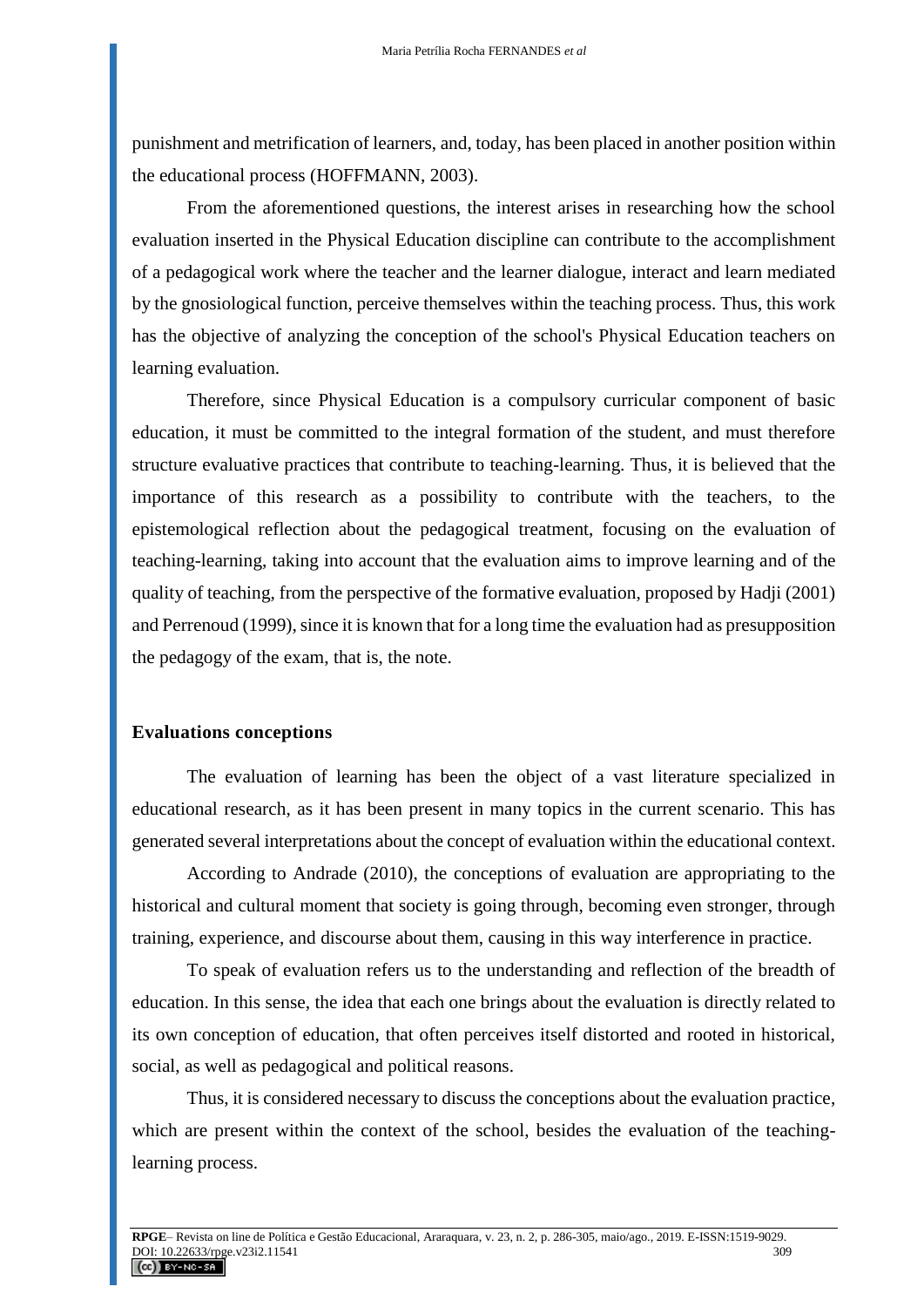punishment and metrification of learners, and, today, has been placed in another position within the educational process (HOFFMANN, 2003).

From the aforementioned questions, the interest arises in researching how the school evaluation inserted in the Physical Education discipline can contribute to the accomplishment of a pedagogical work where the teacher and the learner dialogue, interact and learn mediated by the gnosiological function, perceive themselves within the teaching process. Thus, this work has the objective of analyzing the conception of the school's Physical Education teachers on learning evaluation.

Therefore, since Physical Education is a compulsory curricular component of basic education, it must be committed to the integral formation of the student, and must therefore structure evaluative practices that contribute to teaching-learning. Thus, it is believed that the importance of this research as a possibility to contribute with the teachers, to the epistemological reflection about the pedagogical treatment, focusing on the evaluation of teaching-learning, taking into account that the evaluation aims to improve learning and of the quality of teaching, from the perspective of the formative evaluation, proposed by Hadji (2001) and Perrenoud (1999), since it is known that for a long time the evaluation had as presupposition the pedagogy of the exam, that is, the note.

## Evaluations conceptions

The evaluation of learning has been the object of a vast literature specialized in educational research, as it has been present in many topics in the current scenario. This has generated several interpretations about the concept of evaluation within the educational context.

According to Andrade (2010), the conceptions of evaluation are appropriating to the historical and cultural moment that society is going through, becoming even stronger, through training, experience, and discourse about them, causing in this way interference in practice.

To speak of evaluation refers us to the understanding and reflection of the breadth of education. In this sense, the idea that each one brings about the evaluation is directly related to its own conception of education, that often perceives itself distorted and rooted in historical, social, as well as pedagogical and political reasons.

Thus, it is considered necessary to discuss the conceptions about the evaluation practice, which are present within the context of the school, besides the evaluation of the teaching-learning process.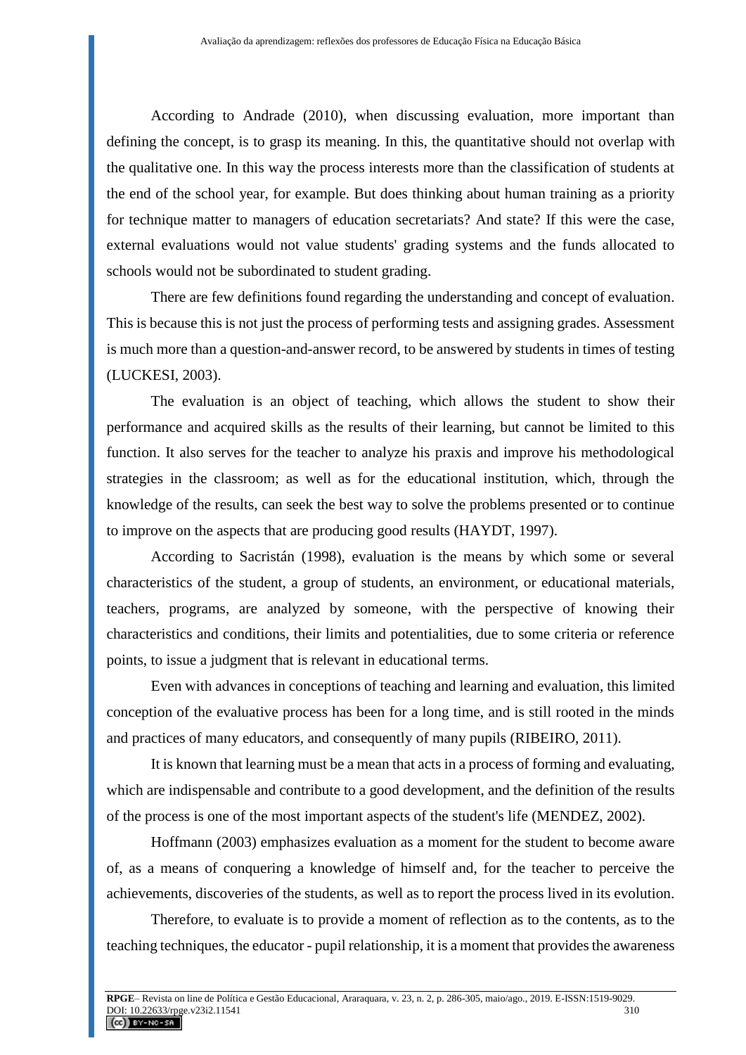According to Andrade (2010), when discussing evaluation, more important than defining the concept, is to grasp its meaning. In this, the quantitative should not overlap with the qualitative one. In this way the process interests more than the classification of students at the end of the school year, for example. But does thinking about human training as a priority for technique matter to managers of education secretariats? And state? If this were the case, external evaluations would not value students' grading systems and the funds allocated to schools would not be subordinated to student grading.

There are few definitions found regarding the understanding and concept of evaluation. This is because this is not just the process of performing tests and assigning grades. Assessment is much more than a question-and-answer record, to be answered by students in times of testing (LUCKESI, 2003).

The evaluation is an object of teaching, which allows the student to show their performance and acquired skills as the results of their learning, but cannot be limited to this function. It also serves for the teacher to analyze his praxis and improve his methodological strategies in the classroom; as well as for the educational institution, which, through the knowledge of the results, can seek the best way to solve the problems presented or to continue to improve on the aspects that are producing good results (HAYDT, 1997).

According to Sacristán (1998), evaluation is the means by which some or several characteristics of the student, a group of students, an environment, or educational materials, teachers, programs, are analyzed by someone, with the perspective of knowing their characteristics and conditions, their limits and potentialities, due to some criteria or reference points, to issue a judgment that is relevant in educational terms.

Even with advances in conceptions of teaching and learning and evaluation, this limited conception of the evaluative process has been for a long time, and is still rooted in the minds and practices of many educators, and consequently of many pupils (RIBEIRO, 2011).

It is known that learning must be a mean that acts in a process of forming and evaluating, which are indispensable and contribute to a good development, and the definition of the results of the process is one of the most important aspects of the student's life (MENDEZ, 2002).

Hoffmann (2003) emphasizes evaluation as a moment for the student to become aware of, as a means of conquering a knowledge of himself and, for the teacher to perceive the achievements, discoveries of the students, as well as to report the process lived in its evolution.

Therefore, to evaluate is to provide a moment of reflection as to the contents, as to the teaching techniques, the educator - pupil relationship, it is a moment that provides the awareness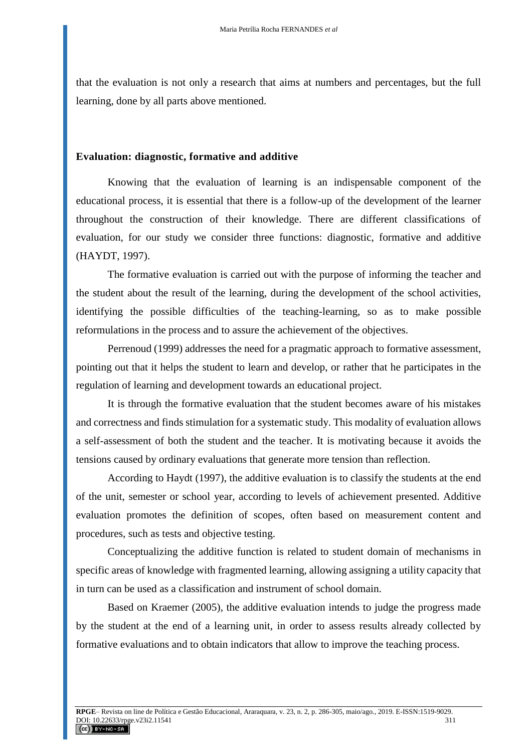that the evaluation is not only a research that aims at numbers and percentages, but the full learning, done by all parts above mentioned.

## Evaluation: diagnostic, formative and additive

Knowing that the evaluation of learning is an indispensable component of the educational process, it is essential that there is a follow-up of the development of the learner throughout the construction of their knowledge. There are different classifications of evaluation, for our study we consider three functions: diagnostic, formative and additive (HAYDT, 1997).

The formative evaluation is carried out with the purpose of informing the teacher and the student about the result of the learning, during the development of the school activities, identifying the possible difficulties of the teaching-learning, so as to make possible reformulations in the process and to assure the achievement of the objectives.

Perrenoud (1999) addresses the need for a pragmatic approach to formative assessment, pointing out that it helps the student to learn and develop, or rather that he participates in the regulation of learning and development towards an educational project.

It is through the formative evaluation that the student becomes aware of his mistakes and correctness and finds stimulation for a systematic study. This modality of evaluation allows a self-assessment of both the student and the teacher. It is motivating because it avoids the tensions caused by ordinary evaluations that generate more tension than reflection.

According to Haydt (1997), the additive evaluation is to classify the students at the end of the unit, semester or school year, according to levels of achievement presented. Additive evaluation promotes the definition of scopes, often based on measurement content and procedures, such as tests and objective testing.

Conceptualizing the additive function is related to student domain of mechanisms in specific areas of knowledge with fragmented learning, allowing assigning a utility capacity that in turn can be used as a classification and instrument of school domain.

Based on Kraemer (2005), the additive evaluation intends to judge the progress made by the student at the end of a learning unit, in order to assess results already collected by formative evaluations and to obtain indicators that allow to improve the teaching process.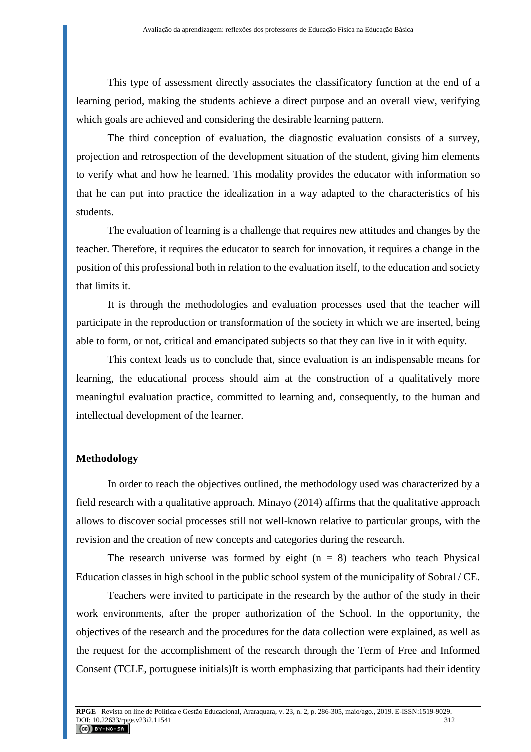This type of assessment directly associates the classificatory function at the end of a learning period, making the students achieve a direct purpose and an overall view, verifying which goals are achieved and considering the desirable learning pattern.

The third conception of evaluation, the diagnostic evaluation consists of a survey, projection and retrospection of the development situation of the student, giving him elements to verify what and how he learned. This modality provides the educator with information so that he can put into practice the idealization in a way adapted to the characteristics of his students.

The evaluation of learning is a challenge that requires new attitudes and changes by the teacher. Therefore, it requires the educator to search for innovation, it requires a change in the position of this professional both in relation to the evaluation itself, to the education and society that limits it.

It is through the methodologies and evaluation processes used that the teacher will participate in the reproduction or transformation of the society in which we are inserted, being able to form, or not, critical and emancipated subjects so that they can live in it with equity.

This context leads us to conclude that, since evaluation is an indispensable means for learning, the educational process should aim at the construction of a qualitatively more meaningful evaluation practice, committed to learning and, consequently, to the human and intellectual development of the learner.

## Methodology

In order to reach the objectives outlined, the methodology used was characterized by a field research with a qualitative approach. Minayo (2014) affirms that the qualitative approach allows to discover social processes still not well-known relative to particular groups, with the revision and the creation of new concepts and categories during the research.

The research universe was formed by eight (n = 8) teachers who teach Physical Education classes in high school in the public school system of the municipality of Sobral / CE.

Teachers were invited to participate in the research by the author of the study in their work environments, after the proper authorization of the School. In the opportunity, the objectives of the research and the procedures for the data collection were explained, as well as the request for the accomplishment of the research through the Term of Free and Informed Consent (TCLE, portuguese initials)It is worth emphasizing that participants had their identity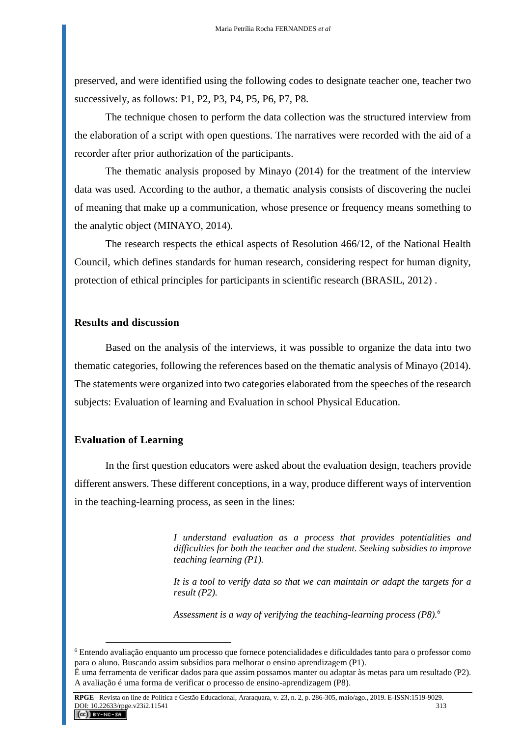preserved, and were identified using the following codes to designate teacher one, teacher two successively, as follows: P1, P2, P3, P4, P5, P6, P7, P8.

The technique chosen to perform the data collection was the structured interview from the elaboration of a script with open questions. The narratives were recorded with the aid of a recorder after prior authorization of the participants.

The thematic analysis proposed by Minayo (2014) for the treatment of the interview data was used. According to the author, a thematic analysis consists of discovering the nuclei of meaning that make up a communication, whose presence or frequency means something to the analytic object (MINAYO, 2014).

The research respects the ethical aspects of Resolution 466/12, of the National Health Council, which defines standards for human research, considering respect for human dignity, protection of ethical principles for participants in scientific research (BRASIL, 2012) .

## Results and discussion

Based on the analysis of the interviews, it was possible to organize the data into two thematic categories, following the references based on the thematic analysis of Minayo (2014). The statements were organized into two categories elaborated from the speeches of the research subjects: Evaluation of learning and Evaluation in school Physical Education.

## Evaluation of Learning

In the first question educators were asked about the evaluation design, teachers provide different answers. These different conceptions, in a way, produce different ways of intervention in the teaching-learning process, as seen in the lines:

> *I understand evaluation as a process that provides potentialities and difficulties for both the teacher and the student. Seeking subsidies to improve teaching learning (P1).*
>
> *It is a tool to verify data so that we can maintain or adapt the targets for a result (P2).*
>
> *Assessment is a way of verifying the teaching-learning process (P8).*[6]

---

[6] Entendo avaliação enquanto um processo que fornece potencialidades e dificuldades tanto para o professor como para o aluno. Buscando assim subsídios para melhorar o ensino aprendizagem (P1).
É uma ferramenta de verificar dados para que assim possamos manter ou adaptar às metas para um resultado (P2).
A avaliação é uma forma de verificar o processo de ensino-aprendizagem (P8).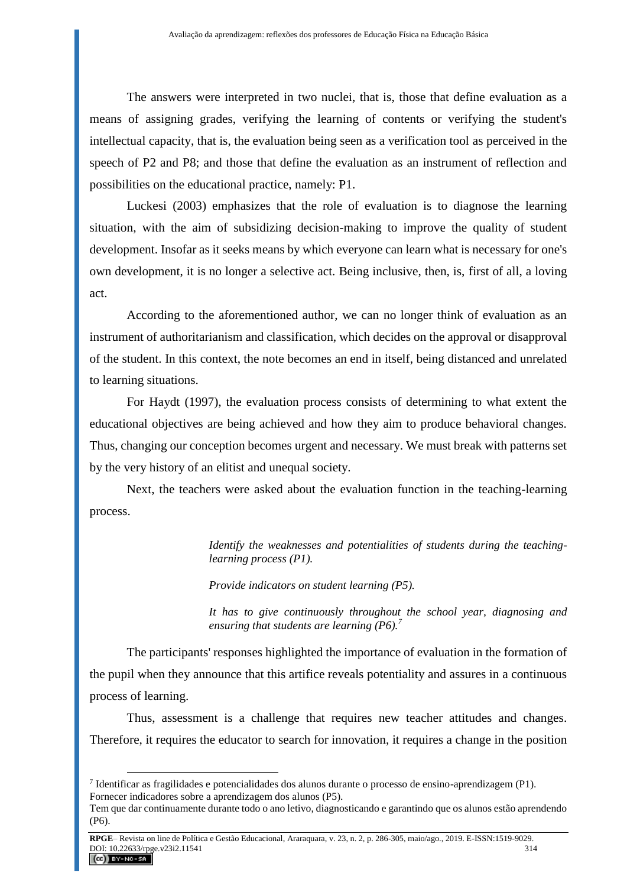The answers were interpreted in two nuclei, that is, those that define evaluation as a means of assigning grades, verifying the learning of contents or verifying the student's intellectual capacity, that is, the evaluation being seen as a verification tool as perceived in the speech of P2 and P8; and those that define the evaluation as an instrument of reflection and possibilities on the educational practice, namely: P1.

Luckesi (2003) emphasizes that the role of evaluation is to diagnose the learning situation, with the aim of subsidizing decision-making to improve the quality of student development. Insofar as it seeks means by which everyone can learn what is necessary for one's own development, it is no longer a selective act. Being inclusive, then, is, first of all, a loving act.

According to the aforementioned author, we can no longer think of evaluation as an instrument of authoritarianism and classification, which decides on the approval or disapproval of the student. In this context, the note becomes an end in itself, being distanced and unrelated to learning situations.

For Haydt (1997), the evaluation process consists of determining to what extent the educational objectives are being achieved and how they aim to produce behavioral changes. Thus, changing our conception becomes urgent and necessary. We must break with patterns set by the very history of an elitist and unequal society.

Next, the teachers were asked about the evaluation function in the teaching-learning process.

> *Identify the weaknesses and potentialities of students during the teaching-learning process (P1).*
>
> *Provide indicators on student learning (P5).*
>
> *It has to give continuously throughout the school year, diagnosing and ensuring that students are learning (P6).*[7]

The participants' responses highlighted the importance of evaluation in the formation of the pupil when they announce that this artifice reveals potentiality and assures in a continuous process of learning.

Thus, assessment is a challenge that requires new teacher attitudes and changes. Therefore, it requires the educator to search for innovation, it requires a change in the position

---

[7] Identificar as fragilidades e potencialidades dos alunos durante o processo de ensino-aprendizagem (P1).
Fornecer indicadores sobre a aprendizagem dos alunos (P5).
Tem que dar continuamente durante todo o ano letivo, diagnosticando e garantindo que os alunos estão aprendendo (P6).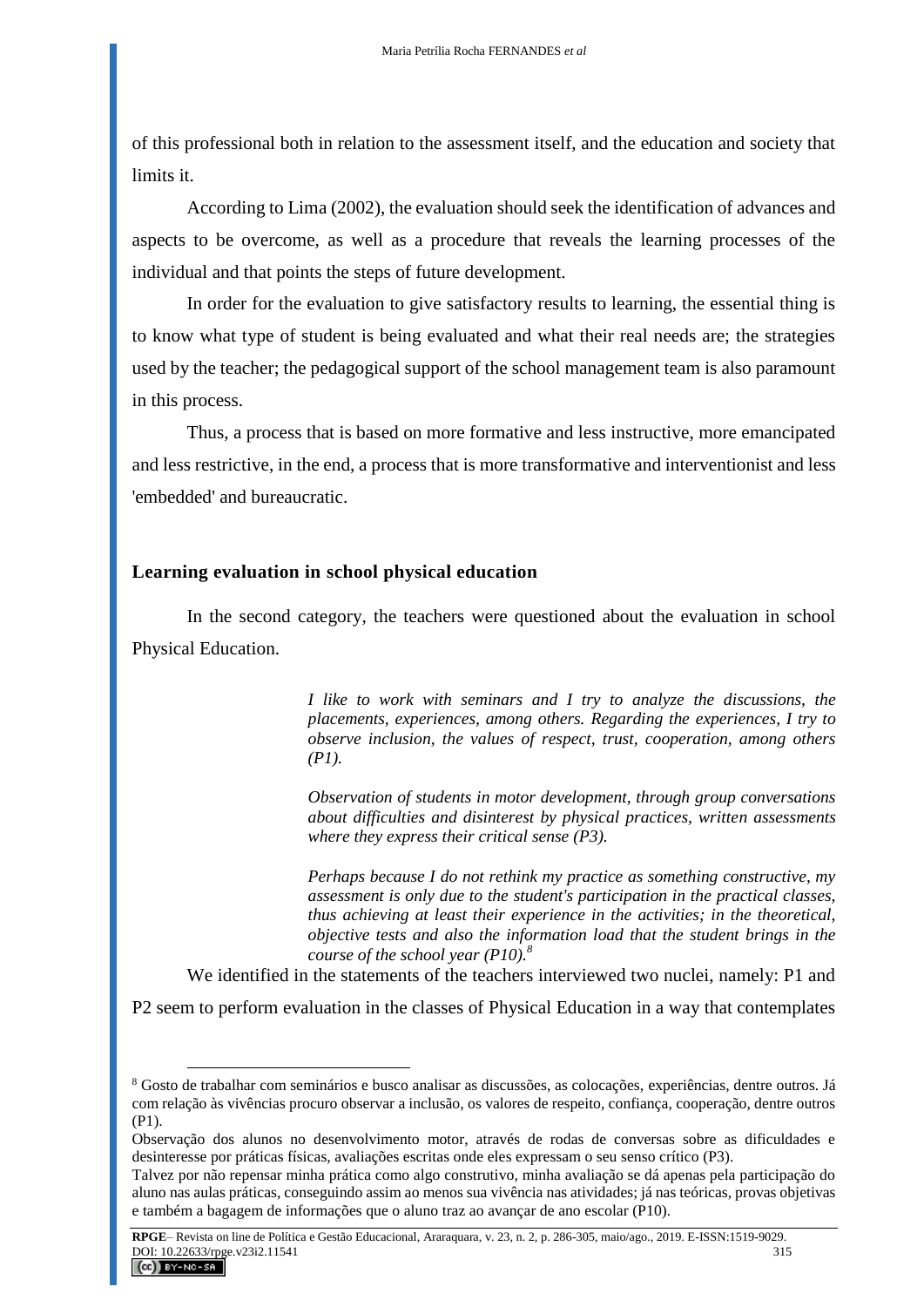of this professional both in relation to the assessment itself, and the education and society that limits it.

According to Lima (2002), the evaluation should seek the identification of advances and aspects to be overcome, as well as a procedure that reveals the learning processes of the individual and that points the steps of future development.

In order for the evaluation to give satisfactory results to learning, the essential thing is to know what type of student is being evaluated and what their real needs are; the strategies used by the teacher; the pedagogical support of the school management team is also paramount in this process.

Thus, a process that is based on more formative and less instructive, more emancipated and less restrictive, in the end, a process that is more transformative and interventionist and less 'embedded' and bureaucratic.

## Learning evaluation in school physical education

In the second category, the teachers were questioned about the evaluation in school Physical Education.

> *I like to work with seminars and I try to analyze the discussions, the placements, experiences, among others. Regarding the experiences, I try to observe inclusion, the values of respect, trust, cooperation, among others (P1).*
>
> *Observation of students in motor development, through group conversations about difficulties and disinterest by physical practices, written assessments where they express their critical sense (P3).*
>
> *Perhaps because I do not rethink my practice as something constructive, my assessment is only due to the student's participation in the practical classes, thus achieving at least their experience in the activities; in the theoretical, objective tests and also the information load that the student brings in the course of the school year (P10).*[8]

We identified in the statements of the teachers interviewed two nuclei, namely: P1 and P2 seem to perform evaluation in the classes of Physical Education in a way that contemplates

---

[8] Gosto de trabalhar com seminários e busco analisar as discussões, as colocações, experiências, dentre outros. Já com relação às vivências procuro observar a inclusão, os valores de respeito, confiança, cooperação, dentre outros (P1).
Observação dos alunos no desenvolvimento motor, através de rodas de conversas sobre as dificuldades e desinteresse por práticas físicas, avaliações escritas onde eles expressam o seu senso crítico (P3).
Talvez por não repensar minha prática como algo construtivo, minha avaliação se dá apenas pela participação do aluno nas aulas práticas, conseguindo assim ao menos sua vivência nas atividades; já nas teóricas, provas objetivas e também a bagagem de informações que o aluno traz ao avançar de ano escolar (P10).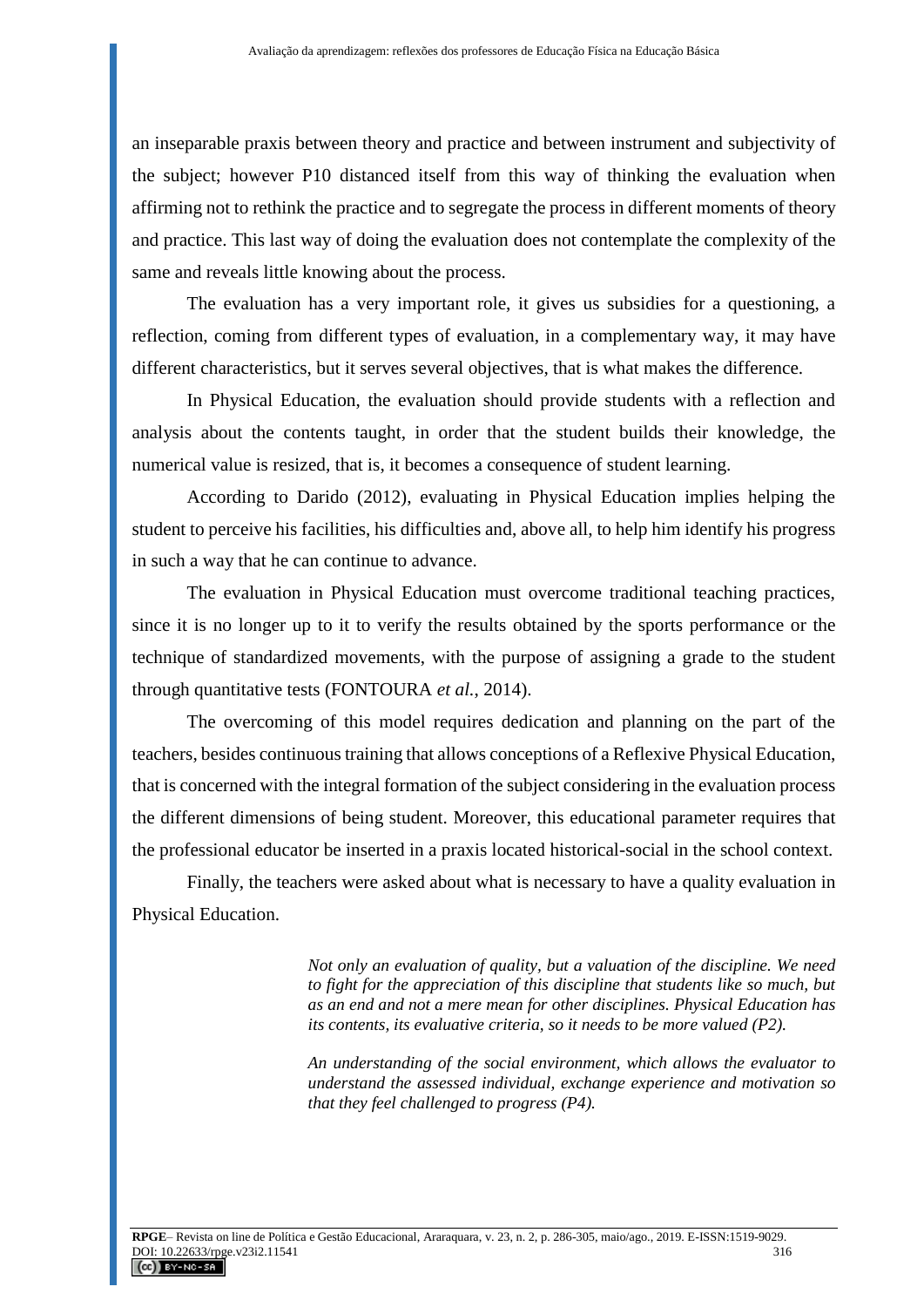an inseparable praxis between theory and practice and between instrument and subjectivity of the subject; however P10 distanced itself from this way of thinking the evaluation when affirming not to rethink the practice and to segregate the process in different moments of theory and practice. This last way of doing the evaluation does not contemplate the complexity of the same and reveals little knowing about the process.

The evaluation has a very important role, it gives us subsidies for a questioning, a reflection, coming from different types of evaluation, in a complementary way, it may have different characteristics, but it serves several objectives, that is what makes the difference.

In Physical Education, the evaluation should provide students with a reflection and analysis about the contents taught, in order that the student builds their knowledge, the numerical value is resized, that is, it becomes a consequence of student learning.

According to Darido (2012), evaluating in Physical Education implies helping the student to perceive his facilities, his difficulties and, above all, to help him identify his progress in such a way that he can continue to advance.

The evaluation in Physical Education must overcome traditional teaching practices, since it is no longer up to it to verify the results obtained by the sports performance or the technique of standardized movements, with the purpose of assigning a grade to the student through quantitative tests (FONTOURA *et al.*, 2014).

The overcoming of this model requires dedication and planning on the part of the teachers, besides continuous training that allows conceptions of a Reflexive Physical Education, that is concerned with the integral formation of the subject considering in the evaluation process the different dimensions of being student. Moreover, this educational parameter requires that the professional educator be inserted in a praxis located historical-social in the school context.

Finally, the teachers were asked about what is necessary to have a quality evaluation in Physical Education.

> *Not only an evaluation of quality, but a valuation of the discipline. We need to fight for the appreciation of this discipline that students like so much, but as an end and not a mere mean for other disciplines. Physical Education has its contents, its evaluative criteria, so it needs to be more valued (P2).*
>
> *An understanding of the social environment, which allows the evaluator to understand the assessed individual, exchange experience and motivation so that they feel challenged to progress (P4).*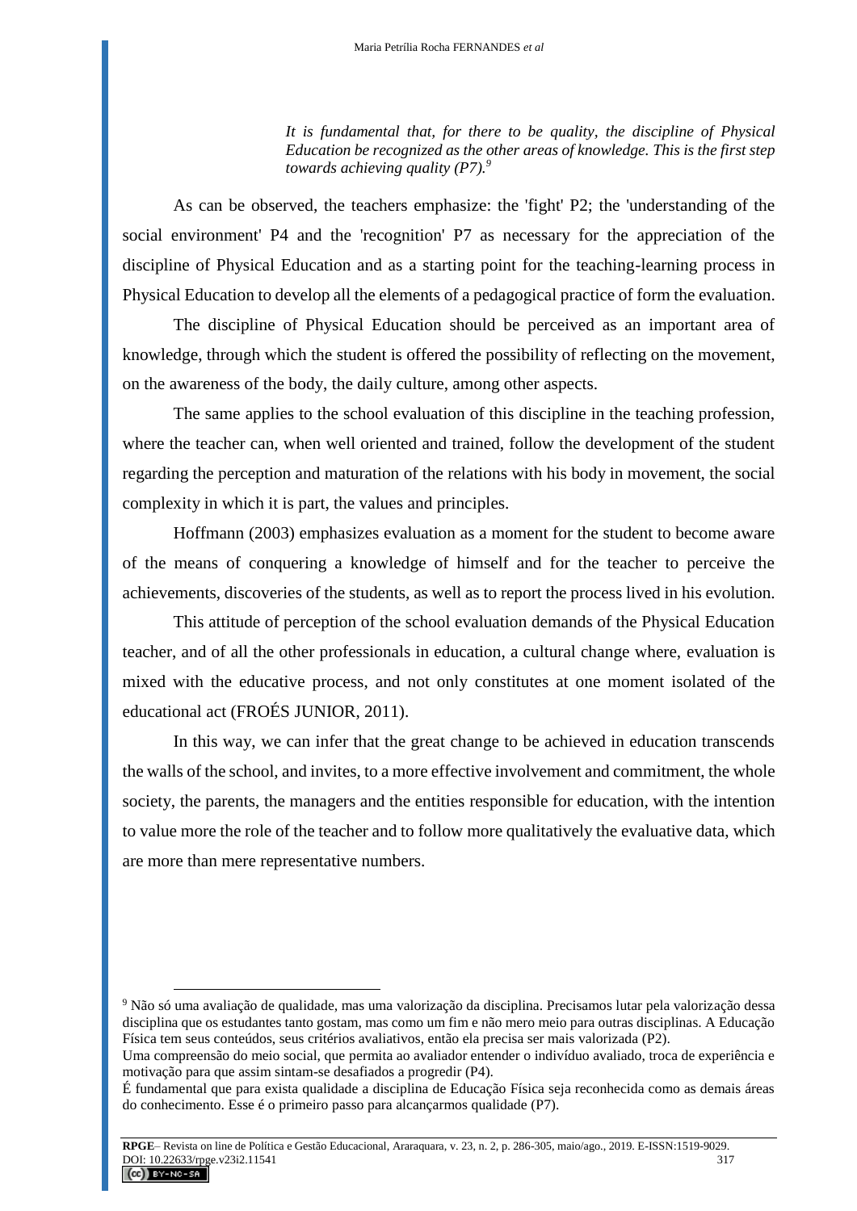> *It is fundamental that, for there to be quality, the discipline of Physical Education be recognized as the other areas of knowledge. This is the first step towards achieving quality (P7).*[9]

As can be observed, the teachers emphasize: the 'fight' P2; the 'understanding of the social environment' P4 and the 'recognition' P7 as necessary for the appreciation of the discipline of Physical Education and as a starting point for the teaching-learning process in Physical Education to develop all the elements of a pedagogical practice of form the evaluation.

The discipline of Physical Education should be perceived as an important area of knowledge, through which the student is offered the possibility of reflecting on the movement, on the awareness of the body, the daily culture, among other aspects.

The same applies to the school evaluation of this discipline in the teaching profession, where the teacher can, when well oriented and trained, follow the development of the student regarding the perception and maturation of the relations with his body in movement, the social complexity in which it is part, the values and principles.

Hoffmann (2003) emphasizes evaluation as a moment for the student to become aware of the means of conquering a knowledge of himself and for the teacher to perceive the achievements, discoveries of the students, as well as to report the process lived in his evolution.

This attitude of perception of the school evaluation demands of the Physical Education teacher, and of all the other professionals in education, a cultural change where, evaluation is mixed with the educative process, and not only constitutes at one moment isolated of the educational act (FROÉS JUNIOR, 2011).

In this way, we can infer that the great change to be achieved in education transcends the walls of the school, and invites, to a more effective involvement and commitment, the whole society, the parents, the managers and the entities responsible for education, with the intention to value more the role of the teacher and to follow more qualitatively the evaluative data, which are more than mere representative numbers.

---

[9] Não só uma avaliação de qualidade, mas uma valorização da disciplina. Precisamos lutar pela valorização dessa disciplina que os estudantes tanto gostam, mas como um fim e não mero meio para outras disciplinas. A Educação Física tem seus conteúdos, seus critérios avaliativos, então ela precisa ser mais valorizada (P2).

Uma compreensão do meio social, que permita ao avaliador entender o indivíduo avaliado, troca de experiência e motivação para que assim sintam-se desafiados a progredir (P4).

É fundamental que para exista qualidade a disciplina de Educação Física seja reconhecida como as demais áreas do conhecimento. Esse é o primeiro passo para alcançarmos qualidade (P7).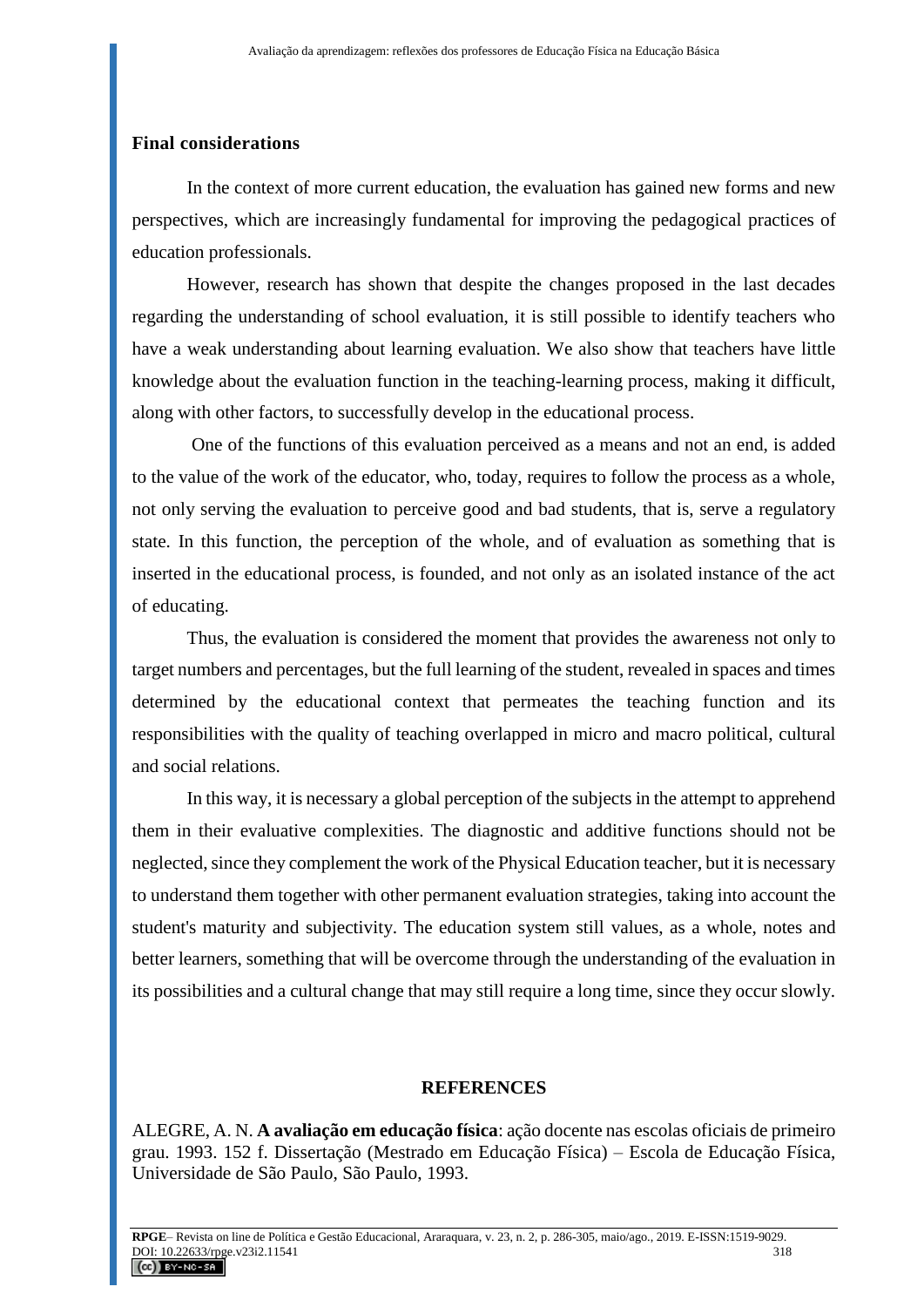## Final considerations

In the context of more current education, the evaluation has gained new forms and new perspectives, which are increasingly fundamental for improving the pedagogical practices of education professionals.

However, research has shown that despite the changes proposed in the last decades regarding the understanding of school evaluation, it is still possible to identify teachers who have a weak understanding about learning evaluation. We also show that teachers have little knowledge about the evaluation function in the teaching-learning process, making it difficult, along with other factors, to successfully develop in the educational process.

One of the functions of this evaluation perceived as a means and not an end, is added to the value of the work of the educator, who, today, requires to follow the process as a whole, not only serving the evaluation to perceive good and bad students, that is, serve a regulatory state. In this function, the perception of the whole, and of evaluation as something that is inserted in the educational process, is founded, and not only as an isolated instance of the act of educating.

Thus, the evaluation is considered the moment that provides the awareness not only to target numbers and percentages, but the full learning of the student, revealed in spaces and times determined by the educational context that permeates the teaching function and its responsibilities with the quality of teaching overlapped in micro and macro political, cultural and social relations.

In this way, it is necessary a global perception of the subjects in the attempt to apprehend them in their evaluative complexities. The diagnostic and additive functions should not be neglected, since they complement the work of the Physical Education teacher, but it is necessary to understand them together with other permanent evaluation strategies, taking into account the student's maturity and subjectivity. The education system still values, as a whole, notes and better learners, something that will be overcome through the understanding of the evaluation in its possibilities and a cultural change that may still require a long time, since they occur slowly.

## REFERENCES

ALEGRE, A. N. **A avaliação em educação física**: ação docente nas escolas oficiais de primeiro grau. 1993. 152 f. Dissertação (Mestrado em Educação Física) – Escola de Educação Física, Universidade de São Paulo, São Paulo, 1993.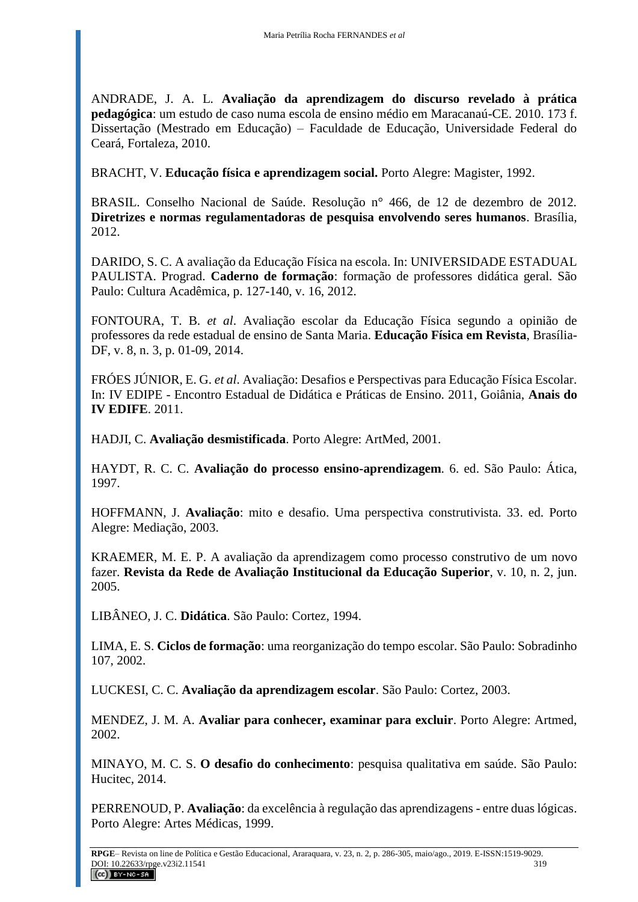ANDRADE, J. A. L. **Avaliação da aprendizagem do discurso revelado à prática pedagógica**: um estudo de caso numa escola de ensino médio em Maracanaú-CE. 2010. 173 f. Dissertação (Mestrado em Educação) – Faculdade de Educação, Universidade Federal do Ceará, Fortaleza, 2010.

BRACHT, V. **Educação física e aprendizagem social.** Porto Alegre: Magister, 1992.

BRASIL. Conselho Nacional de Saúde. Resolução n° 466, de 12 de dezembro de 2012. **Diretrizes e normas regulamentadoras de pesquisa envolvendo seres humanos**. Brasília, 2012.

DARIDO, S. C. A avaliação da Educação Física na escola. In: UNIVERSIDADE ESTADUAL PAULISTA. Prograd. **Caderno de formação**: formação de professores didática geral. São Paulo: Cultura Acadêmica, p. 127-140, v. 16, 2012.

FONTOURA, T. B. *et al*. Avaliação escolar da Educação Física segundo a opinião de professores da rede estadual de ensino de Santa Maria. **Educação Física em Revista**, Brasília-DF, v. 8, n. 3, p. 01-09, 2014.

FRÓES JÚNIOR, E. G. *et al*. Avaliação: Desafios e Perspectivas para Educação Física Escolar. In: IV EDIPE - Encontro Estadual de Didática e Práticas de Ensino. 2011, Goiânia, **Anais do IV EDIFE**. 2011.

HADJI, C. **Avaliação desmistificada**. Porto Alegre: ArtMed, 2001.

HAYDT, R. C. C. **Avaliação do processo ensino-aprendizagem**. 6. ed. São Paulo: Ática, 1997.

HOFFMANN, J. **Avaliação**: mito e desafio. Uma perspectiva construtivista. 33. ed. Porto Alegre: Mediação, 2003.

KRAEMER, M. E. P. A avaliação da aprendizagem como processo construtivo de um novo fazer. **Revista da Rede de Avaliação Institucional da Educação Superior**, v. 10, n. 2, jun. 2005.

LIBÂNEO, J. C. **Didática**. São Paulo: Cortez, 1994.

LIMA, E. S. **Ciclos de formação**: uma reorganização do tempo escolar. São Paulo: Sobradinho 107, 2002.

LUCKESI, C. C. **Avaliação da aprendizagem escolar**. São Paulo: Cortez, 2003.

MENDEZ, J. M. A. **Avaliar para conhecer, examinar para excluir**. Porto Alegre: Artmed, 2002.

MINAYO, M. C. S. **O desafio do conhecimento**: pesquisa qualitativa em saúde. São Paulo: Hucitec, 2014.

PERRENOUD, P. **Avaliação**: da excelência à regulação das aprendizagens - entre duas lógicas. Porto Alegre: Artes Médicas, 1999.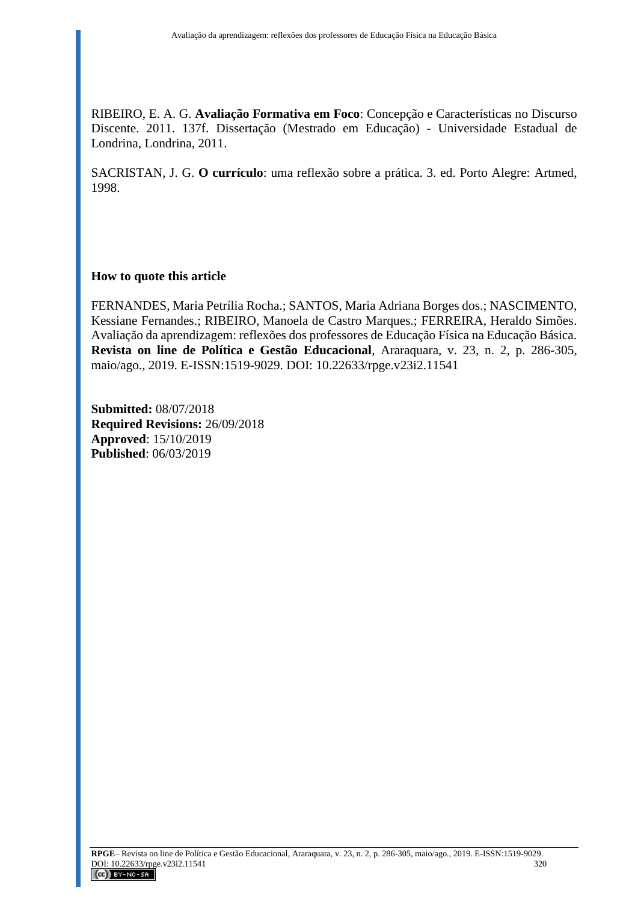RIBEIRO, E. A. G. **Avaliação Formativa em Foco**: Concepção e Características no Discurso Discente. 2011. 137f. Dissertação (Mestrado em Educação) - Universidade Estadual de Londrina, Londrina, 2011.

SACRISTAN, J. G. **O currículo**: uma reflexão sobre a prática. 3. ed. Porto Alegre: Artmed, 1998.

**How to quote this article**

FERNANDES, Maria Petrília Rocha.; SANTOS, Maria Adriana Borges dos.; NASCIMENTO, Kessiane Fernandes.; RIBEIRO, Manoela de Castro Marques.; FERREIRA, Heraldo Simões. Avaliação da aprendizagem: reflexões dos professores de Educação Física na Educação Básica. **Revista on line de Política e Gestão Educacional**, Araraquara, v. 23, n. 2, p. 286-305, maio/ago., 2019. E-ISSN:1519-9029. DOI: 10.22633/rpge.v23i2.11541

**Submitted:** 08/07/2018
**Required Revisions:** 26/09/2018
**Approved**: 15/10/2019
**Published**: 06/03/2019